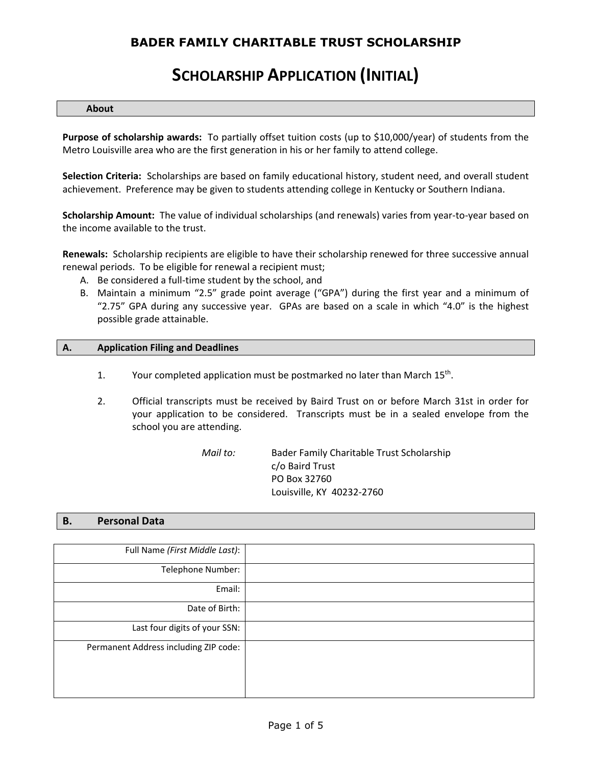# BADER FAMILY CHARITABLE TRUST SCHOLARSHIP

# SCHOLARSHIP APPLICATION (INITIAL)

## About

**Purpose of scholarship awards:** To partially offset tuition costs (up to $10,000/year) of students from the Metro Louisville area who are the first generation in his or her family to attend college.

**Selection Criteria:** Scholarships are based on family educational history, student need, and overall student achievement. Preference may be given to students attending college in Kentucky or Southern Indiana.

**Scholarship Amount:** The value of individual scholarships (and renewals) varies from year-to-year based on the income available to the trust.

**Renewals:** Scholarship recipients are eligible to have their scholarship renewed for three successive annual renewal periods. To be eligible for renewal a recipient must;

A. Be considered a full-time student by the school, and
B. Maintain a minimum "2.5" grade point average ("GPA") during the first year and a minimum of "2.75" GPA during any successive year. GPAs are based on a scale in which "4.0" is the highest possible grade attainable.

## A. Application Filing and Deadlines

1. Your completed application must be postmarked no later than March 15th.

2. Official transcripts must be received by Baird Trust on or before March 31st in order for your application to be considered. Transcripts must be in a sealed envelope from the school you are attending.

*Mail to:*
Bader Family Charitable Trust Scholarship
c/o Baird Trust
PO Box 32760
Louisville, KY 40232-2760

## B. Personal Data

| | |
|---|---|
| Full Name *(First Middle Last)*: | |
| Telephone Number: | |
| Email: | |
| Date of Birth: | |
| Last four digits of your SSN: | |
| Permanent Address including ZIP code: | |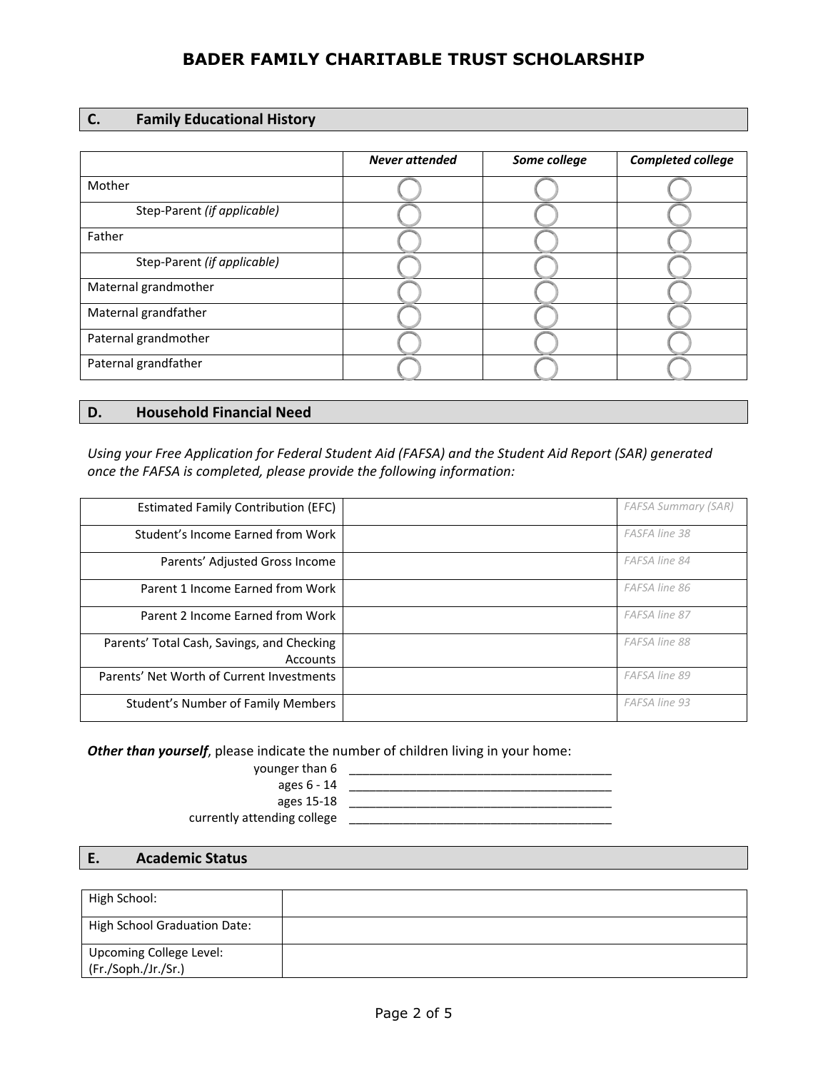# BADER FAMILY CHARITABLE TRUST SCHOLARSHIP

## C. Family Educational History

| | *Never attended* | *Some college* | *Completed college* |
|---|---|---|---|
| Mother | ◯ | ◯ | ◯ |
| Step-Parent *(if applicable)* | ◯ | ◯ | ◯ |
| Father | ◯ | ◯ | ◯ |
| Step-Parent *(if applicable)* | ◯ | ◯ | ◯ |
| Maternal grandmother | ◯ | ◯ | ◯ |
| Maternal grandfather | ◯ | ◯ | ◯ |
| Paternal grandmother | ◯ | ◯ | ◯ |
| Paternal grandfather | ◯ | ◯ | ◯ |

## D. Household Financial Need

*Using your Free Application for Federal Student Aid (FAFSA) and the Student Aid Report (SAR) generated once the FAFSA is completed, please provide the following information:*

| | | |
|---|---|---|
| Estimated Family Contribution (EFC) | | *FAFSA Summary (SAR)* |
| Student's Income Earned from Work | | *FASFA line 38* |
| Parents' Adjusted Gross Income | | *FAFSA line 84* |
| Parent 1 Income Earned from Work | | *FAFSA line 86* |
| Parent 2 Income Earned from Work | | *FAFSA line 87* |
| Parents' Total Cash, Savings, and Checking Accounts | | *FAFSA line 88* |
| Parents' Net Worth of Current Investments | | *FAFSA line 89* |
| Student's Number of Family Members | | *FAFSA line 93* |

***Other than yourself***, please indicate the number of children living in your home:

younger than 6 \_\_\_\_\_\_\_\_\_\_\_\_\_\_\_\_\_\_\_\_\_\_\_\_\_\_\_\_\_\_\_\_\_\_\_\_\_\_\_\_

ages 6 - 14 \_\_\_\_\_\_\_\_\_\_\_\_\_\_\_\_\_\_\_\_\_\_\_\_\_\_\_\_\_\_\_\_\_\_\_\_\_\_\_\_

ages 15-18 \_\_\_\_\_\_\_\_\_\_\_\_\_\_\_\_\_\_\_\_\_\_\_\_\_\_\_\_\_\_\_\_\_\_\_\_\_\_\_\_

currently attending college \_\_\_\_\_\_\_\_\_\_\_\_\_\_\_\_\_\_\_\_\_\_\_\_\_\_\_\_\_\_\_\_\_\_\_\_\_\_\_\_

## E. Academic Status

| | |
|---|---|
| High School: | |
| High School Graduation Date: | |
| Upcoming College Level: (Fr./Soph./Jr./Sr.) | |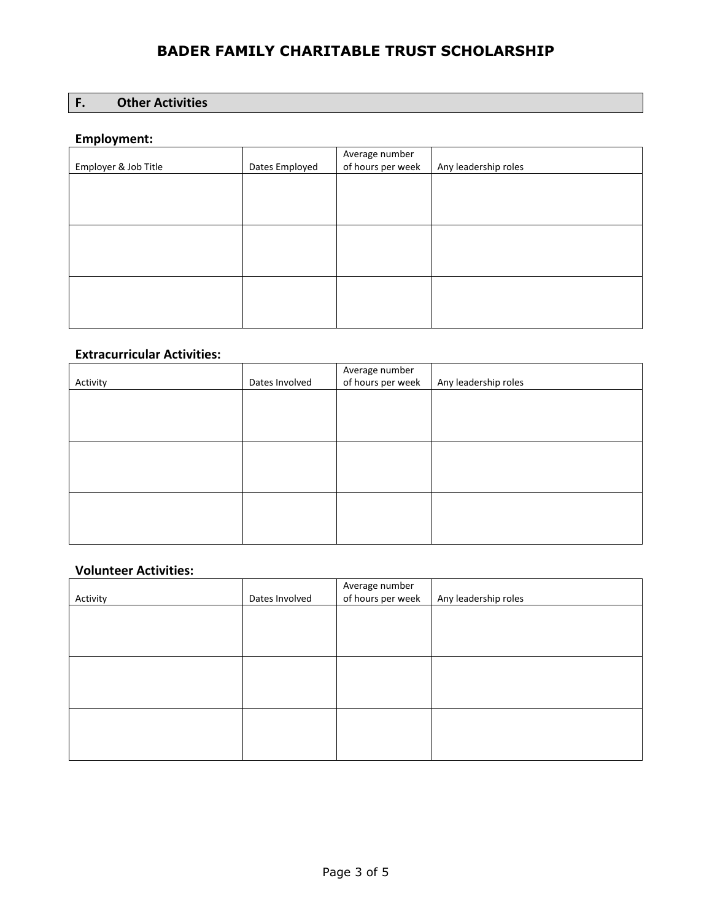## F. Other Activities

### Employment:

| Employer & Job Title | Dates Employed | Average number of hours per week | Any leadership roles |
|---|---|---|---|
| | | | |
| | | | |
| | | | |

### Extracurricular Activities:

| Activity | Dates Involved | Average number of hours per week | Any leadership roles |
|---|---|---|---|
| | | | |
| | | | |
| | | | |

### Volunteer Activities:

| Activity | Dates Involved | Average number of hours per week | Any leadership roles |
|---|---|---|---|
| | | | |
| | | | |
| | | | |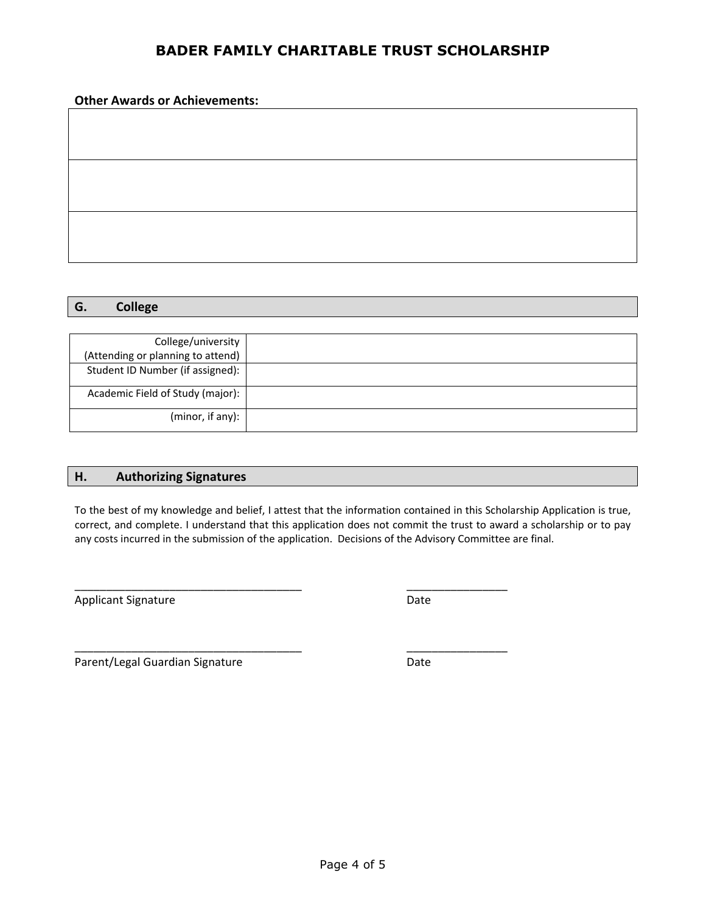# BADER FAMILY CHARITABLE TRUST SCHOLARSHIP

**Other Awards or Achievements:**

| |
|---|
| |
| |
| |

## G. College

| | |
|---|---|
| College/university (Attending or planning to attend) | |
| Student ID Number (if assigned): | |
| Academic Field of Study (major): | |
| (minor, if any): | |

## H. Authorizing Signatures

To the best of my knowledge and belief, I attest that the information contained in this Scholarship Application is true, correct, and complete. I understand that this application does not commit the trust to award a scholarship or to pay any costs incurred in the submission of the application. Decisions of the Advisory Committee are final.

_____________________________________ ________________
Applicant Signature Date

_____________________________________ ________________
Parent/Legal Guardian Signature Date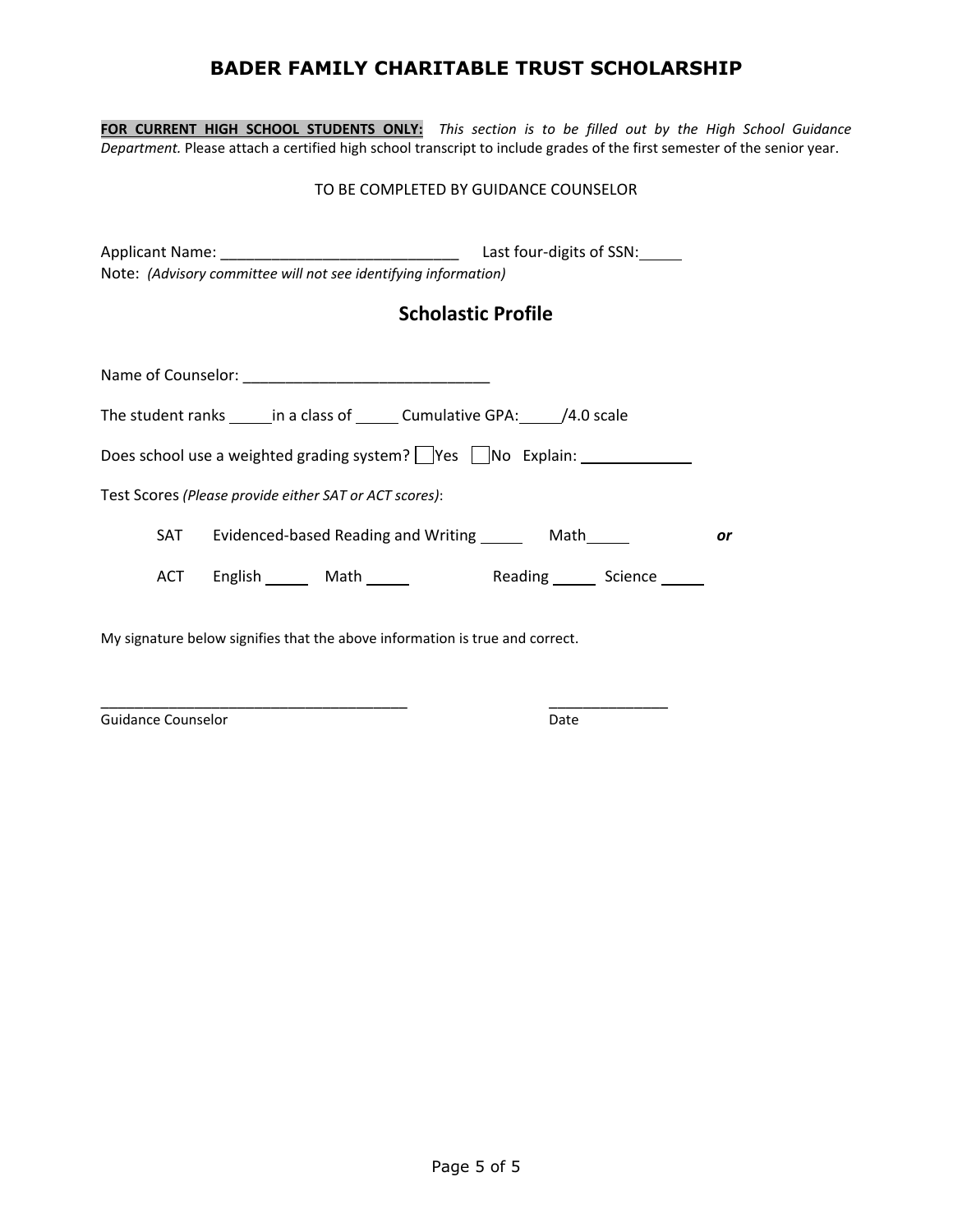# BADER FAMILY CHARITABLE TRUST SCHOLARSHIP

**FOR CURRENT HIGH SCHOOL STUDENTS ONLY:** *This section is to be filled out by the High School Guidance Department.* Please attach a certified high school transcript to include grades of the first semester of the senior year.

TO BE COMPLETED BY GUIDANCE COUNSELOR

Applicant Name: ____________________________ Last four-digits of SSN:_____

Note: *(Advisory committee will not see identifying information)*

## Scholastic Profile

Name of Counselor: _____________________________

The student ranks _____in a class of _____ Cumulative GPA:_____/4.0 scale

Does school use a weighted grading system? ☐Yes ☐No Explain: _____________

Test Scores *(Please provide either SAT or ACT scores)*:

SAT Evidenced-based Reading and Writing _____ Math_____ ***or***

ACT English _____ Math _____ Reading _____ Science _____

My signature below signifies that the above information is true and correct.

_____________________________________ ______________

Guidance Counselor Date